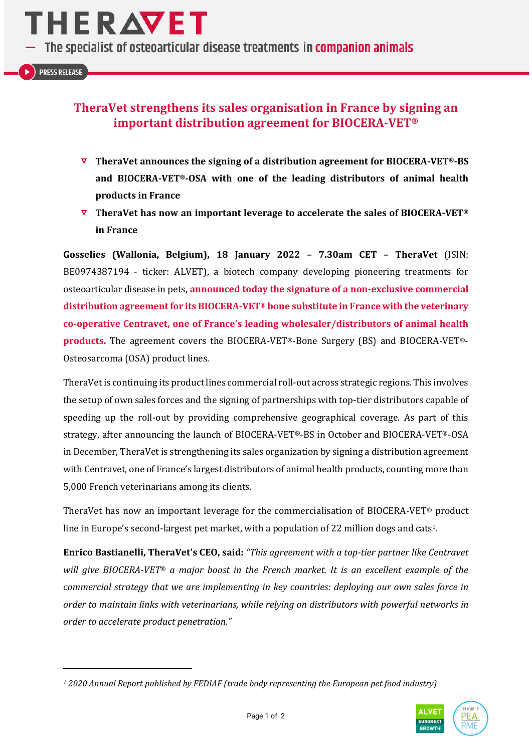# TheraVet strengthens its sales organisation in France by signing an important distribution agreement for BIOCERA-VET®

- **TheraVet announces the signing of a distribution agreement for BIOCERA-VET®-BS and BIOCERA-VET®-OSA with one of the leading distributors of animal health products in France**
- **TheraVet has now an important leverage to accelerate the sales of BIOCERA-VET® in France**

**Gosselies (Wallonia, Belgium), 18 January 2022 – 7.30am CET – TheraVet** (ISIN: BE0974387194 - ticker: ALVET), a biotech company developing pioneering treatments for osteoarticular disease in pets, **announced today the signature of a non-exclusive commercial distribution agreement for its BIOCERA-VET® bone substitute in France with the veterinary co-operative Centravet, one of France's leading wholesaler/distributors of animal health products.** The agreement covers the BIOCERA-VET®-Bone Surgery (BS) and BIOCERA-VET®-Osteosarcoma (OSA) product lines.

TheraVet is continuing its product lines commercial roll-out across strategic regions. This involves the setup of own sales forces and the signing of partnerships with top-tier distributors capable of speeding up the roll-out by providing comprehensive geographical coverage. As part of this strategy, after announcing the launch of BIOCERA-VET®-BS in October and BIOCERA-VET®-OSA in December, TheraVet is strengthening its sales organization by signing a distribution agreement with Centravet, one of France's largest distributors of animal health products, counting more than 5,000 French veterinarians among its clients.

TheraVet has now an important leverage for the commercialisation of BIOCERA-VET® product line in Europe's second-largest pet market, with a population of 22 million dogs and cats[1].

**Enrico Bastianelli, TheraVet's CEO, said:** *"This agreement with a top-tier partner like Centravet will give BIOCERA-VET® a major boost in the French market. It is an excellent example of the commercial strategy that we are implementing in key countries: deploying our own sales force in order to maintain links with veterinarians, while relying on distributors with powerful networks in order to accelerate product penetration."*

---

*[1] 2020 Annual Report published by FEDIAF (trade body representing the European pet food industry)*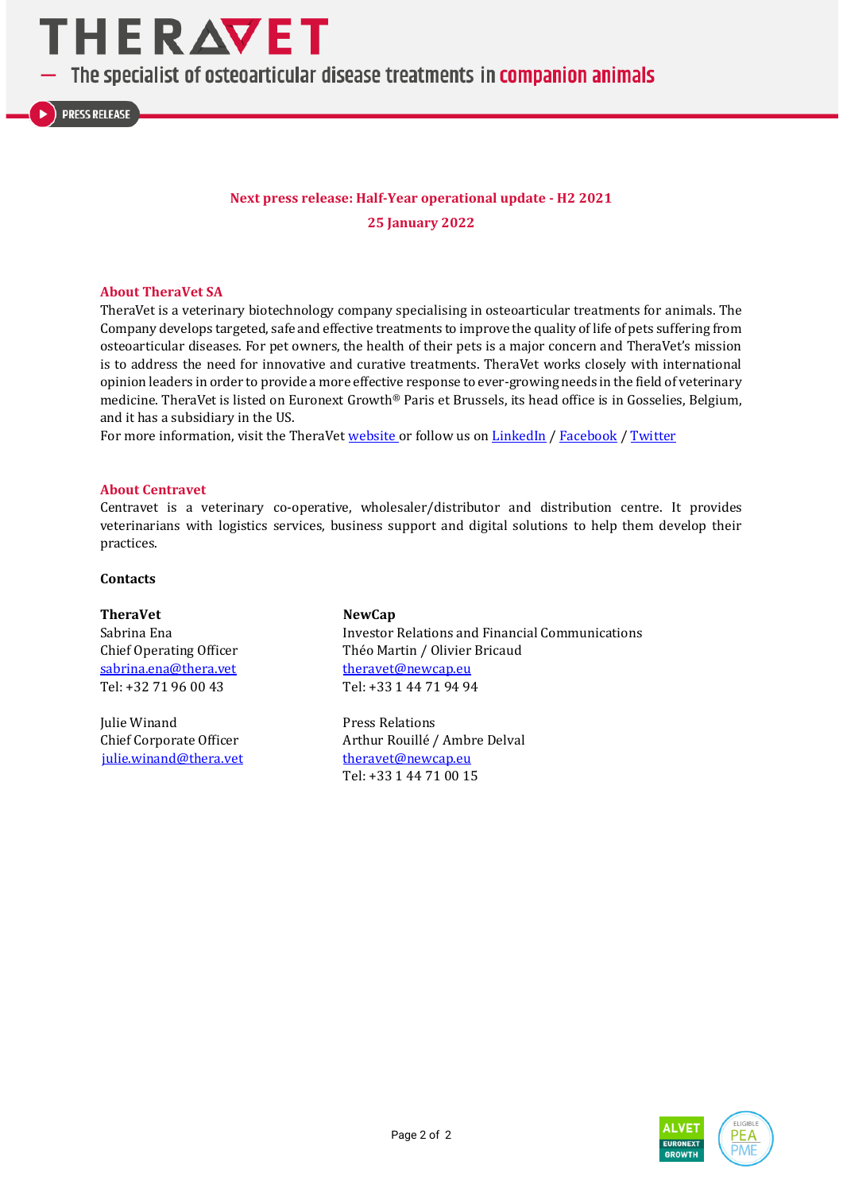**Next press release: Half-Year operational update - H2 2021**

**25 January 2022**

### About TheraVet SA

TheraVet is a veterinary biotechnology company specialising in osteoarticular treatments for animals. The Company develops targeted, safe and effective treatments to improve the quality of life of pets suffering from osteoarticular diseases. For pet owners, the health of their pets is a major concern and TheraVet's mission is to address the need for innovative and curative treatments. TheraVet works closely with international opinion leaders in order to provide a more effective response to ever-growing needs in the field of veterinary medicine. TheraVet is listed on Euronext Growth® Paris et Brussels, its head office is in Gosselies, Belgium, and it has a subsidiary in the US.

For more information, visit the TheraVet website or follow us on LinkedIn / Facebook / Twitter

### About Centravet

Centravet is a veterinary co-operative, wholesaler/distributor and distribution centre. It provides veterinarians with logistics services, business support and digital solutions to help them develop their practices.

**Contacts**

**TheraVet**
Sabrina Ena
Chief Operating Officer
sabrina.ena@thera.vet
Tel: +32 71 96 00 43

Julie Winand
Chief Corporate Officer
julie.winand@thera.vet

**NewCap**
Investor Relations and Financial Communications
Théo Martin / Olivier Bricaud
theravet@newcap.eu
Tel: +33 1 44 71 94 94

Press Relations
Arthur Rouillé / Ambre Delval
theravet@newcap.eu
Tel: +33 1 44 71 00 15